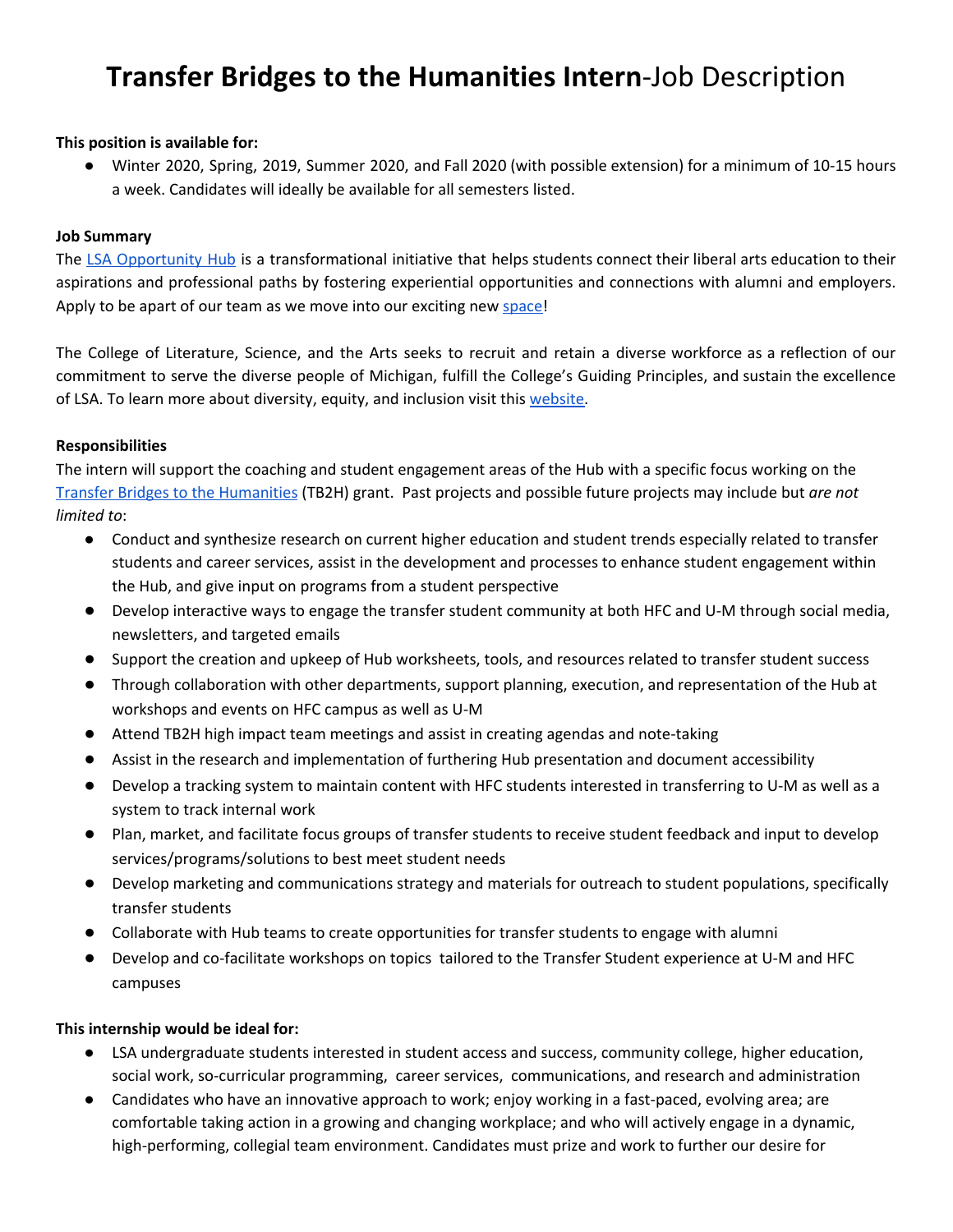# **Transfer Bridges to the Humanities Intern**-Job Description

**This position is available for:**

- Winter 2020, Spring, 2019, Summer 2020, and Fall 2020 (with possible extension) for a minimum of 10-15 hours a week. Candidates will ideally be available for all semesters listed.

**Job Summary**

The LSA Opportunity Hub is a transformational initiative that helps students connect their liberal arts education to their aspirations and professional paths by fostering experiential opportunities and connections with alumni and employers. Apply to be apart of our team as we move into our exciting new space!

The College of Literature, Science, and the Arts seeks to recruit and retain a diverse workforce as a reflection of our commitment to serve the diverse people of Michigan, fulfill the College's Guiding Principles, and sustain the excellence of LSA. To learn more about diversity, equity, and inclusion visit this website.

**Responsibilities**

The intern will support the coaching and student engagement areas of the Hub with a specific focus working on the Transfer Bridges to the Humanities (TB2H) grant. Past projects and possible future projects may include but *are not limited to*:

- Conduct and synthesize research on current higher education and student trends especially related to transfer students and career services, assist in the development and processes to enhance student engagement within the Hub, and give input on programs from a student perspective
- Develop interactive ways to engage the transfer student community at both HFC and U-M through social media, newsletters, and targeted emails
- Support the creation and upkeep of Hub worksheets, tools, and resources related to transfer student success
- Through collaboration with other departments, support planning, execution, and representation of the Hub at workshops and events on HFC campus as well as U-M
- Attend TB2H high impact team meetings and assist in creating agendas and note-taking
- Assist in the research and implementation of furthering Hub presentation and document accessibility
- Develop a tracking system to maintain content with HFC students interested in transferring to U-M as well as a system to track internal work
- Plan, market, and facilitate focus groups of transfer students to receive student feedback and input to develop services/programs/solutions to best meet student needs
- Develop marketing and communications strategy and materials for outreach to student populations, specifically transfer students
- Collaborate with Hub teams to create opportunities for transfer students to engage with alumni
- Develop and co-facilitate workshops on topics tailored to the Transfer Student experience at U-M and HFC campuses

**This internship would be ideal for:**

- LSA undergraduate students interested in student access and success, community college, higher education, social work, so-curricular programming, career services, communications, and research and administration
- Candidates who have an innovative approach to work; enjoy working in a fast-paced, evolving area; are comfortable taking action in a growing and changing workplace; and who will actively engage in a dynamic, high-performing, collegial team environment. Candidates must prize and work to further our desire for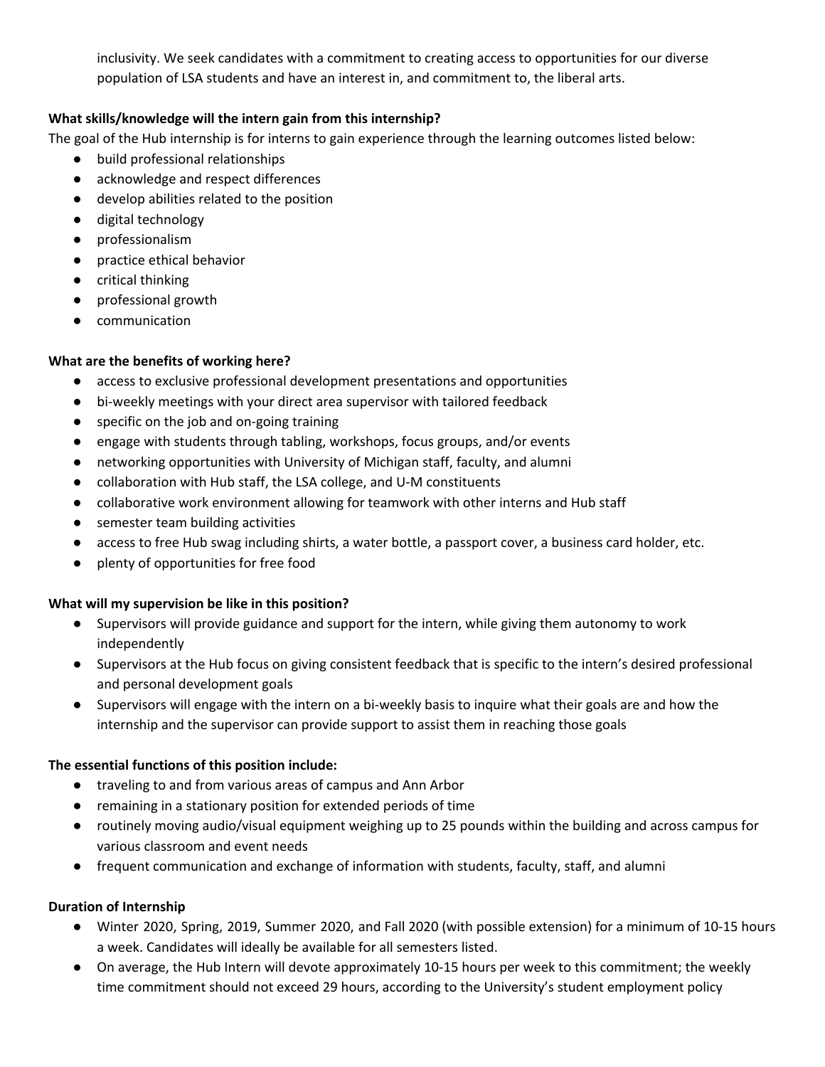inclusivity. We seek candidates with a commitment to creating access to opportunities for our diverse population of LSA students and have an interest in, and commitment to, the liberal arts.

**What skills/knowledge will the intern gain from this internship?**

The goal of the Hub internship is for interns to gain experience through the learning outcomes listed below:

- build professional relationships
- acknowledge and respect differences
- develop abilities related to the position
- digital technology
- professionalism
- practice ethical behavior
- critical thinking
- professional growth
- communication

**What are the benefits of working here?**

- access to exclusive professional development presentations and opportunities
- bi-weekly meetings with your direct area supervisor with tailored feedback
- specific on the job and on-going training
- engage with students through tabling, workshops, focus groups, and/or events
- networking opportunities with University of Michigan staff, faculty, and alumni
- collaboration with Hub staff, the LSA college, and U-M constituents
- collaborative work environment allowing for teamwork with other interns and Hub staff
- semester team building activities
- access to free Hub swag including shirts, a water bottle, a passport cover, a business card holder, etc.
- plenty of opportunities for free food

**What will my supervision be like in this position?**

- Supervisors will provide guidance and support for the intern, while giving them autonomy to work independently
- Supervisors at the Hub focus on giving consistent feedback that is specific to the intern's desired professional and personal development goals
- Supervisors will engage with the intern on a bi-weekly basis to inquire what their goals are and how the internship and the supervisor can provide support to assist them in reaching those goals

**The essential functions of this position include:**

- traveling to and from various areas of campus and Ann Arbor
- remaining in a stationary position for extended periods of time
- routinely moving audio/visual equipment weighing up to 25 pounds within the building and across campus for various classroom and event needs
- frequent communication and exchange of information with students, faculty, staff, and alumni

**Duration of Internship**

- Winter 2020, Spring, 2019, Summer 2020, and Fall 2020 (with possible extension) for a minimum of 10-15 hours a week. Candidates will ideally be available for all semesters listed.
- On average, the Hub Intern will devote approximately 10-15 hours per week to this commitment; the weekly time commitment should not exceed 29 hours, according to the University's student employment policy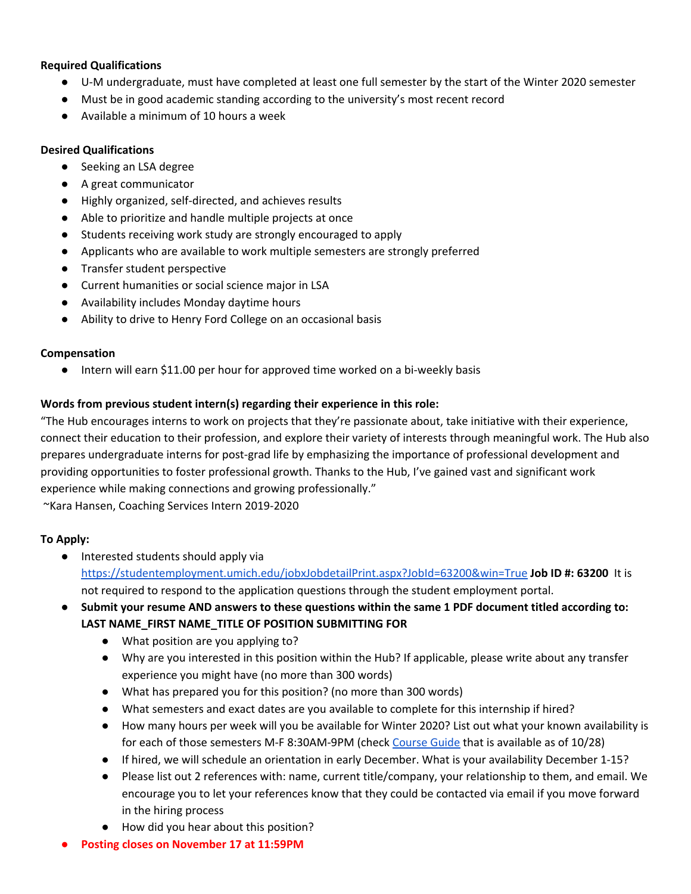**Required Qualifications**

- U-M undergraduate, must have completed at least one full semester by the start of the Winter 2020 semester
- Must be in good academic standing according to the university's most recent record
- Available a minimum of 10 hours a week

**Desired Qualifications**

- Seeking an LSA degree
- A great communicator
- Highly organized, self-directed, and achieves results
- Able to prioritize and handle multiple projects at once
- Students receiving work study are strongly encouraged to apply
- Applicants who are available to work multiple semesters are strongly preferred
- Transfer student perspective
- Current humanities or social science major in LSA
- Availability includes Monday daytime hours
- Ability to drive to Henry Ford College on an occasional basis

**Compensation**

- Intern will earn $11.00 per hour for approved time worked on a bi-weekly basis

**Words from previous student intern(s) regarding their experience in this role:**

"The Hub encourages interns to work on projects that they're passionate about, take initiative with their experience, connect their education to their profession, and explore their variety of interests through meaningful work. The Hub also prepares undergraduate interns for post-grad life by emphasizing the importance of professional development and providing opportunities to foster professional growth. Thanks to the Hub, I've gained vast and significant work experience while making connections and growing professionally."
~Kara Hansen, Coaching Services Intern 2019-2020

**To Apply:**

- Interested students should apply via https://studentemployment.umich.edu/jobxJobdetailPrint.aspx?JobId=63200&win=True **Job ID #: 63200** It is not required to respond to the application questions through the student employment portal.
- **Submit your resume AND answers to these questions within the same 1 PDF document titled according to: LAST NAME_FIRST NAME_TITLE OF POSITION SUBMITTING FOR**
  - What position are you applying to?
  - Why are you interested in this position within the Hub? If applicable, please write about any transfer experience you might have (no more than 300 words)
  - What has prepared you for this position? (no more than 300 words)
  - What semesters and exact dates are you available to complete for this internship if hired?
  - How many hours per week will you be available for Winter 2020? List out what your known availability is for each of those semesters M-F 8:30AM-9PM (check Course Guide that is available as of 10/28)
  - If hired, we will schedule an orientation in early December. What is your availability December 1-15?
  - Please list out 2 references with: name, current title/company, your relationship to them, and email. We encourage you to let your references know that they could be contacted via email if you move forward in the hiring process
  - How did you hear about this position?
- **Posting closes on November 17 at 11:59PM**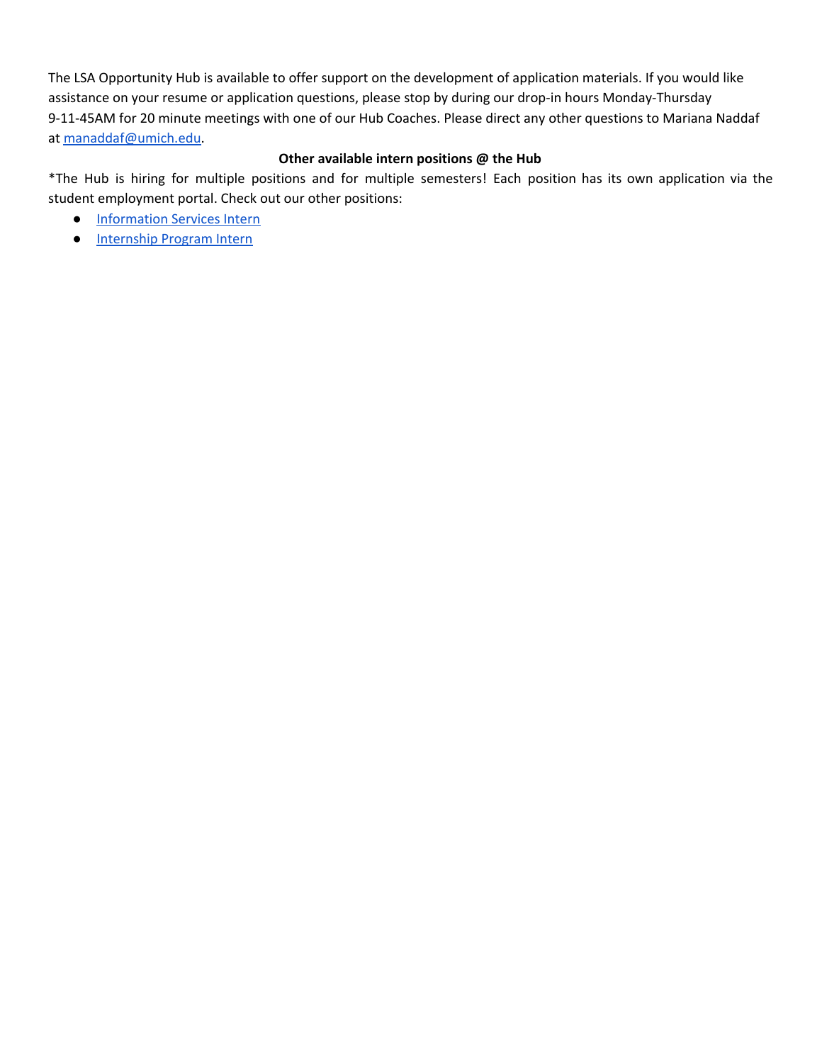The LSA Opportunity Hub is available to offer support on the development of application materials. If you would like assistance on your resume or application questions, please stop by during our drop-in hours Monday-Thursday 9-11-45AM for 20 minute meetings with one of our Hub Coaches. Please direct any other questions to Mariana Naddaf at manaddaf@umich.edu.

**Other available intern positions @ the Hub**

*The Hub is hiring for multiple positions and for multiple semesters! Each position has its own application via the student employment portal. Check out our other positions:

- Information Services Intern
- Internship Program Intern